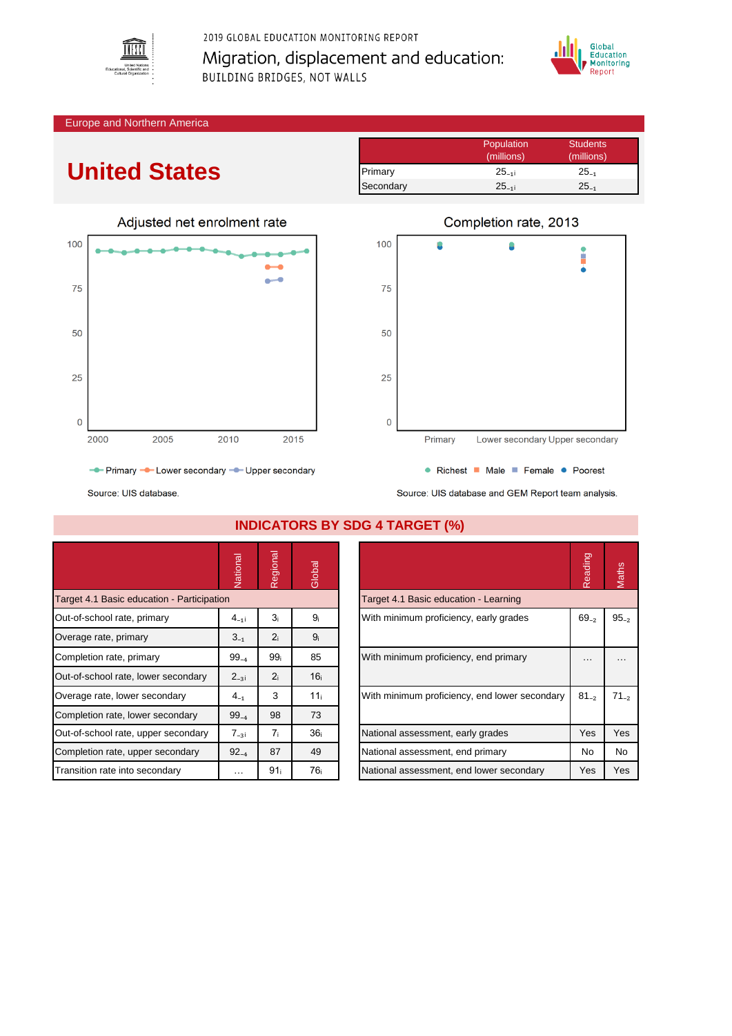2019 GLOBAL EDUCATION MONITORING REPORT

Migration, displacement and education:

BUILDING BRIDGES, NOT WALLS

Europe and Northern America

# United States

| | Population (millions) | Students (millions) |
|---|---|---|
| Primary | $25_{-1i}$ | $25_{-1}$ |
| Secondary | $25_{-1i}$ | $25_{-1}$ |

Adjusted net enrolment rate

Primary, Lower secondary, Upper secondary

Source: UIS database.

Completion rate, 2013

Richest, Male, Female, Poorest

Source: UIS database and GEM Report team analysis.

## INDICATORS BY SDG 4 TARGET (%)

| | National | Regional | Global |
|---|---|---|---|
| **Target 4.1 Basic education - Participation** | | | |
| Out-of-school rate, primary | $4_{-1i}$ | $3_{i}$ | $9_{i}$ |
| Overage rate, primary | $3_{-1}$ | $2_{i}$ | $9_{i}$ |
| Completion rate, primary | $99_{-4}$ | $99_{i}$ | 85 |
| Out-of-school rate, lower secondary | $2_{-3i}$ | $2_{i}$ | $16_{i}$ |
| Overage rate, lower secondary | $4_{-1}$ | 3 | $11_{i}$ |
| Completion rate, lower secondary | $99_{-4}$ | 98 | 73 |
| Out-of-school rate, upper secondary | $7_{-3i}$ | $7_{i}$ | $36_{i}$ |
| Completion rate, upper secondary | $92_{-4}$ | 87 | 49 |
| Transition rate into secondary | … | $91_{i}$ | $76_{i}$ |

| | Reading | Maths |
|---|---|---|
| **Target 4.1 Basic education - Learning** | | |
| With minimum proficiency, early grades | $69_{-2}$ | $95_{-2}$ |
| With minimum proficiency, end primary | … | … |
| With minimum proficiency, end lower secondary | $81_{-2}$ | $71_{-2}$ |
| National assessment, early grades | Yes | Yes |
| National assessment, end primary | No | No |
| National assessment, end lower secondary | Yes | Yes |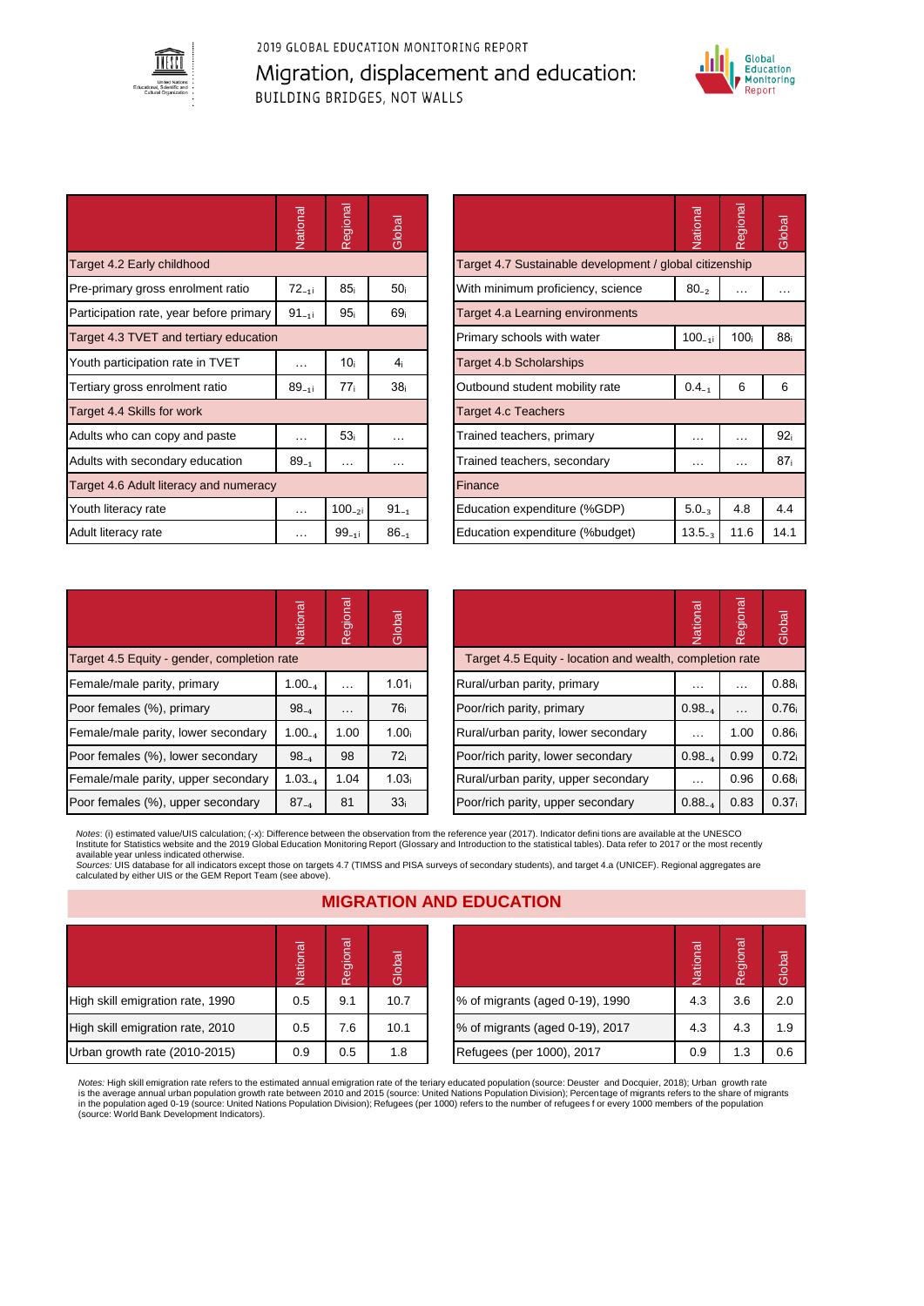2019 GLOBAL EDUCATION MONITORING REPORT

# Migration, displacement and education:

BUILDING BRIDGES, NOT WALLS

| | National | Regional | Global |
|---|---|---|---|
| Target 4.2 Early childhood | | | |
| Pre-primary gross enrolment ratio | $72_{-1i}$ | $85_{i}$ | $50_{i}$ |
| Participation rate, year before primary | $91_{-1i}$ | $95_{i}$ | $69_{i}$ |
| Target 4.3 TVET and tertiary education | | | |
| Youth participation rate in TVET | … | $10_{i}$ | $4_{i}$ |
| Tertiary gross enrolment ratio | $89_{-1i}$ | $77_{i}$ | $38_{i}$ |
| Target 4.4 Skills for work | | | |
| Adults who can copy and paste | … | $53_{i}$ | … |
| Adults with secondary education | $89_{-1}$ | … | … |
| Target 4.6 Adult literacy and numeracy | | | |
| Youth literacy rate | … | $100_{-2i}$ | $91_{-1}$ |
| Adult literacy rate | … | $99_{-1i}$ | $86_{-1}$ |

| | National | Regional | Global |
|---|---|---|---|
| Target 4.7 Sustainable development / global citizenship | | | |
| With minimum proficiency, science | $80_{-2}$ | … | … |
| Target 4.a Learning environments | | | |
| Primary schools with water | $100_{-1i}$ | $100_{i}$ | $88_{i}$ |
| Target 4.b Scholarships | | | |
| Outbound student mobility rate | $0.4_{-1}$ | 6 | 6 |
| Target 4.c Teachers | | | |
| Trained teachers, primary | … | … | $92_{i}$ |
| Trained teachers, secondary | … | … | $87_{i}$ |
| Finance | | | |
| Education expenditure (%GDP) | $5.0_{-3}$ | 4.8 | 4.4 |
| Education expenditure (%budget) | $13.5_{-3}$ | 11.6 | 14.1 |

| | National | Regional | Global |
|---|---|---|---|
| Target 4.5 Equity - gender, completion rate | | | |
| Female/male parity, primary | $1.00_{-4}$ | … | $1.01_{i}$ |
| Poor females (%), primary | $98_{-4}$ | … | $76_{i}$ |
| Female/male parity, lower secondary | $1.00_{-4}$ | 1.00 | $1.00_{i}$ |
| Poor females (%), lower secondary | $98_{-4}$ | 98 | $72_{i}$ |
| Female/male parity, upper secondary | $1.03_{-4}$ | 1.04 | $1.03_{i}$ |
| Poor females (%), upper secondary | $87_{-4}$ | 81 | $33_{i}$ |

| | National | Regional | Global |
|---|---|---|---|
| Target 4.5 Equity - location and wealth, completion rate | | | |
| Rural/urban parity, primary | … | … | $0.88_{i}$ |
| Poor/rich parity, primary | $0.98_{-4}$ | … | $0.76_{i}$ |
| Rural/urban parity, lower secondary | … | 1.00 | $0.86_{i}$ |
| Poor/rich parity, lower secondary | $0.98_{-4}$ | 0.99 | $0.72_{i}$ |
| Rural/urban parity, upper secondary | … | 0.96 | $0.68_{i}$ |
| Poor/rich parity, upper secondary | $0.88_{-4}$ | 0.83 | $0.37_{i}$ |

*Notes*: (i) estimated value/UIS calculation; (-x): Difference between the observation from the reference year (2017). Indicator definitions are available at the UNESCO Institute for Statistics website and the 2019 Global Education Monitoring Report (Glossary and Introduction to the statistical tables). Data refer to 2017 or the most recently available year unless indicated otherwise.
*Sources*: UIS database for all indicators except those on targets 4.7 (TIMSS and PISA surveys of secondary students), and target 4.a (UNICEF). Regional aggregates are calculated by either UIS or the GEM Report Team (see above).

## MIGRATION AND EDUCATION

| | National | Regional | Global |
|---|---|---|---|
| High skill emigration rate, 1990 | 0.5 | 9.1 | 10.7 |
| High skill emigration rate, 2010 | 0.5 | 7.6 | 10.1 |
| Urban growth rate (2010-2015) | 0.9 | 0.5 | 1.8 |

| | National | Regional | Global |
|---|---|---|---|
| % of migrants (aged 0-19), 1990 | 4.3 | 3.6 | 2.0 |
| % of migrants (aged 0-19), 2017 | 4.3 | 4.3 | 1.9 |
| Refugees (per 1000), 2017 | 0.9 | 1.3 | 0.6 |

*Notes*: High skill emigration rate refers to the estimated annual emigration rate of the teriary educated population (source: Deuster and Docquier, 2018); Urban growth rate is the average annual urban population growth rate between 2010 and 2015 (source: United Nations Population Division); Percentage of migrants refers to the share of migrants in the population aged 0-19 (source: United Nations Population Division); Refugees (per 1000) refers to the number of refugees for every 1000 members of the population (source: World Bank Development Indicators).